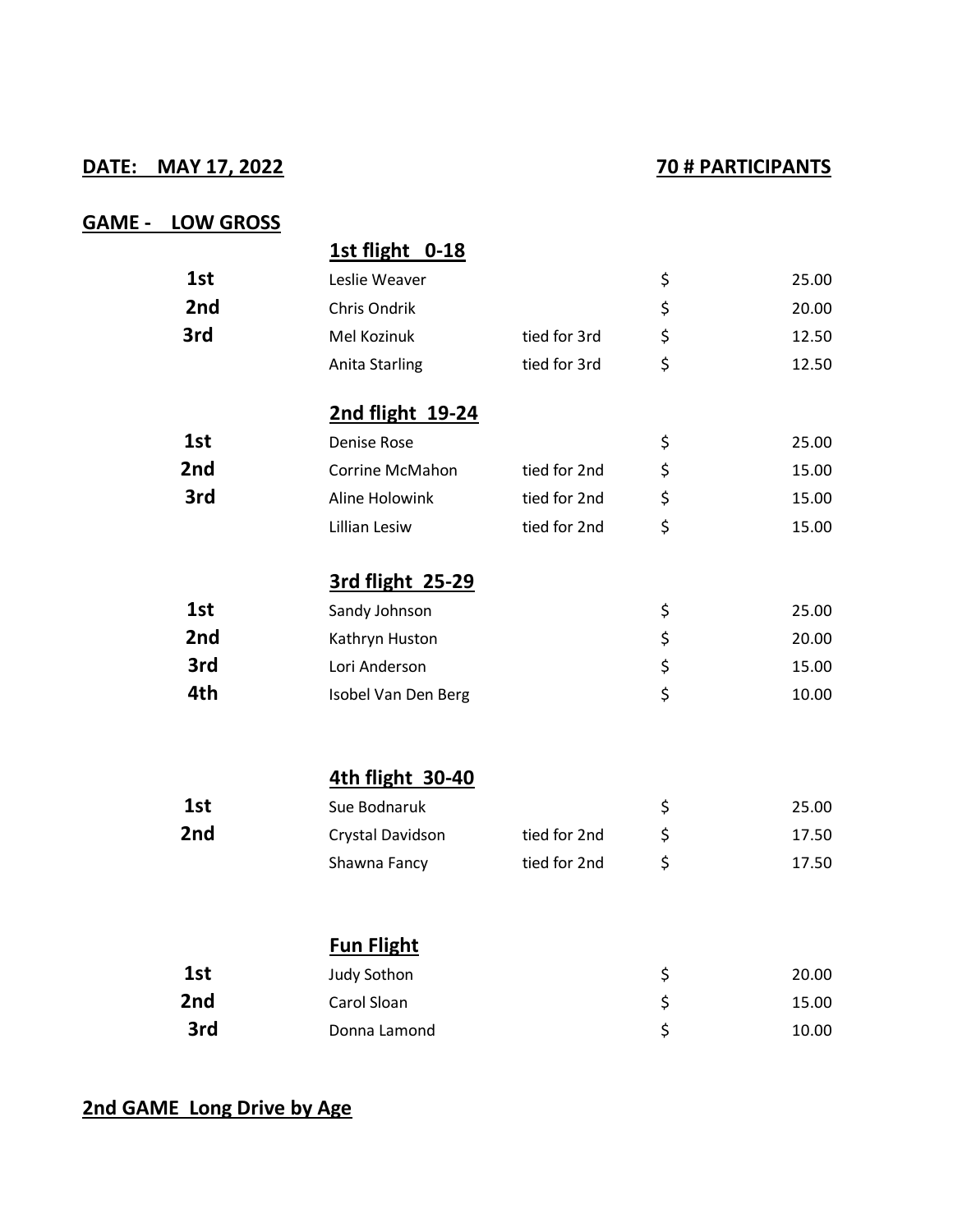**DATE: MAY 17, 2022** | **70 # PARTICIPANTS**

**GAME - LOW GROSS**

| | **1st flight 0-18** | | | |
|---|---|---|---|---|
| **1st** | Leslie Weaver | | $ | 25.00 |
| **2nd** | Chris Ondrik | | $ | 20.00 |
| **3rd** | Mel Kozinuk | tied for 3rd | $ | 12.50 |
| | Anita Starling | tied for 3rd | $ | 12.50 |
| | **2nd flight 19-24** | | | |
| **1st** | Denise Rose | | $ | 25.00 |
| **2nd** | Corrine McMahon | tied for 2nd | $ | 15.00 |
| **3rd** | Aline Holowink | tied for 2nd | $ | 15.00 |
| | Lillian Lesiw | tied for 2nd | $ | 15.00 |
| | **3rd flight 25-29** | | | |
| **1st** | Sandy Johnson | | $ | 25.00 |
| **2nd** | Kathryn Huston | | $ | 20.00 |
| **3rd** | Lori Anderson | | $ | 15.00 |
| **4th** | Isobel Van Den Berg | | $ | 10.00 |
| | **4th flight 30-40** | | | |
| **1st** | Sue Bodnaruk | | $ | 25.00 |
| **2nd** | Crystal Davidson | tied for 2nd | $ | 17.50 |
| | Shawna Fancy | tied for 2nd | $ | 17.50 |
| | **Fun Flight** | | | |
| **1st** | Judy Sothon | | $ | 20.00 |
| **2nd** | Carol Sloan | | $ | 15.00 |
| **3rd** | Donna Lamond | | $ | 10.00 |

**2nd GAME Long Drive by Age**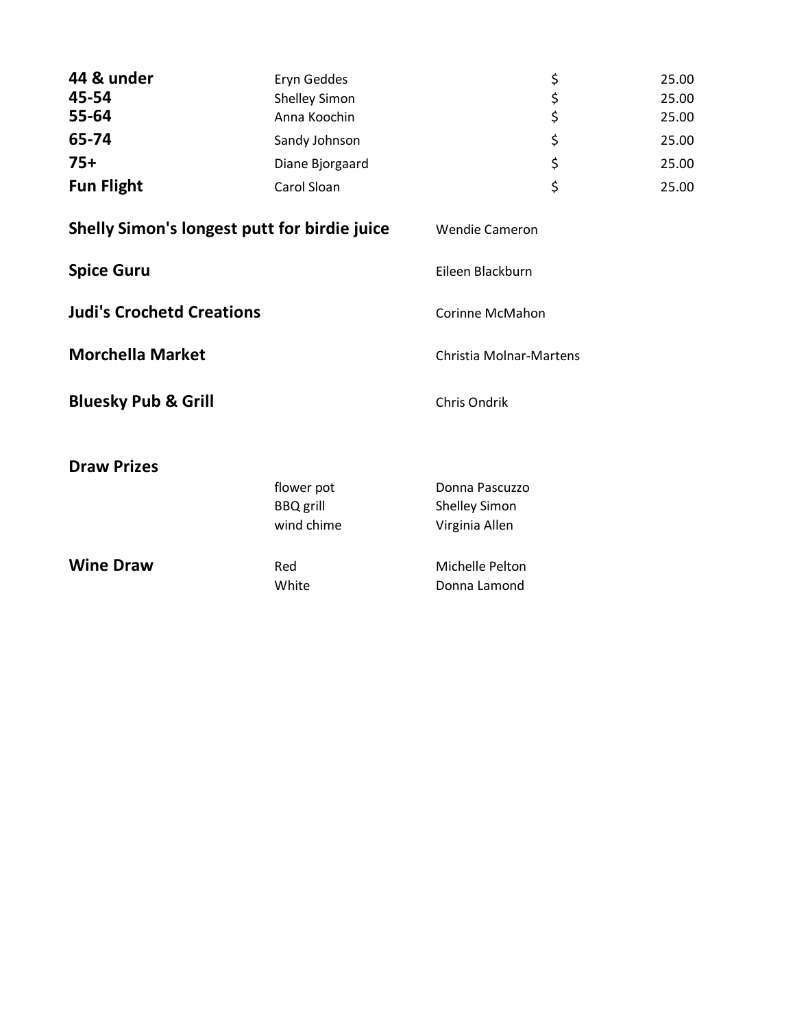| | | | |
|---|---|---|---|
| **44 & under** | Eryn Geddes | $ | 25.00 |
| **45-54** | Shelley Simon | $ | 25.00 |
| **55-64** | Anna Koochin | $ | 25.00 |
| **65-74** | Sandy Johnson | $ | 25.00 |
| **75+** | Diane Bjorgaard | $ | 25.00 |
| **Fun Flight** | Carol Sloan | $ | 25.00 |

| | |
|---|---|
| **Shelly Simon's longest putt for birdie juice** | Wendie Cameron |
| **Spice Guru** | Eileen Blackburn |
| **Judi's Crochetd Creations** | Corinne McMahon |
| **Morchella Market** | Christia Molnar-Martens |
| **Bluesky Pub & Grill** | Chris Ondrik |

| | | |
|---|---|---|
| **Draw Prizes** | | |
| | flower pot | Donna Pascuzzo |
| | BBQ grill | Shelley Simon |
| | wind chime | Virginia Allen |
| **Wine Draw** | Red | Michelle Pelton |
| | White | Donna Lamond |